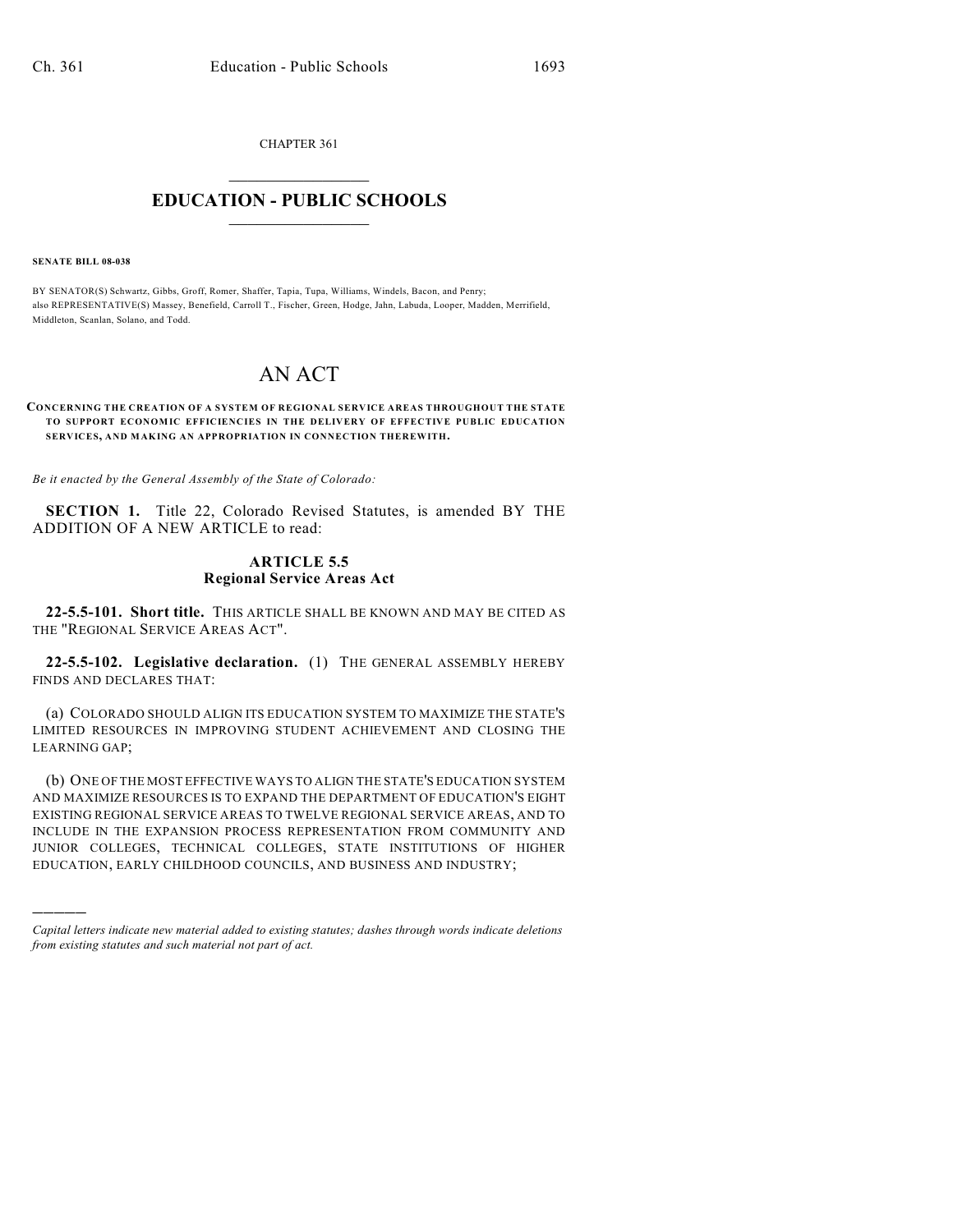CHAPTER 361

# EDUCATION - PUBLIC SCHOOLS

**SENATE BILL 08-038**

BY SENATOR(S) Schwartz, Gibbs, Groff, Romer, Shaffer, Tapia, Tupa, Williams, Windels, Bacon, and Penry;
also REPRESENTATIVE(S) Massey, Benefield, Carroll T., Fischer, Green, Hodge, Jahn, Labuda, Looper, Madden, Merrifield, Middleton, Scanlan, Solano, and Todd.

# AN ACT

**CONCERNING THE CREATION OF A SYSTEM OF REGIONAL SERVICE AREAS THROUGHOUT THE STATE TO SUPPORT ECONOMIC EFFICIENCIES IN THE DELIVERY OF EFFECTIVE PUBLIC EDUCATION SERVICES, AND MAKING AN APPROPRIATION IN CONNECTION THEREWITH.**

*Be it enacted by the General Assembly of the State of Colorado:*

**SECTION 1.** Title 22, Colorado Revised Statutes, is amended BY THE ADDITION OF A NEW ARTICLE to read:

## ARTICLE 5.5
## Regional Service Areas Act

**22-5.5-101. Short title.** THIS ARTICLE SHALL BE KNOWN AND MAY BE CITED AS THE "REGIONAL SERVICE AREAS ACT".

**22-5.5-102. Legislative declaration.** (1) THE GENERAL ASSEMBLY HEREBY FINDS AND DECLARES THAT:

(a) COLORADO SHOULD ALIGN ITS EDUCATION SYSTEM TO MAXIMIZE THE STATE'S LIMITED RESOURCES IN IMPROVING STUDENT ACHIEVEMENT AND CLOSING THE LEARNING GAP;

(b) ONE OF THE MOST EFFECTIVE WAYS TO ALIGN THE STATE'S EDUCATION SYSTEM AND MAXIMIZE RESOURCES IS TO EXPAND THE DEPARTMENT OF EDUCATION'S EIGHT EXISTING REGIONAL SERVICE AREAS TO TWELVE REGIONAL SERVICE AREAS, AND TO INCLUDE IN THE EXPANSION PROCESS REPRESENTATION FROM COMMUNITY AND JUNIOR COLLEGES, TECHNICAL COLLEGES, STATE INSTITUTIONS OF HIGHER EDUCATION, EARLY CHILDHOOD COUNCILS, AND BUSINESS AND INDUSTRY;

---

*Capital letters indicate new material added to existing statutes; dashes through words indicate deletions from existing statutes and such material not part of act.*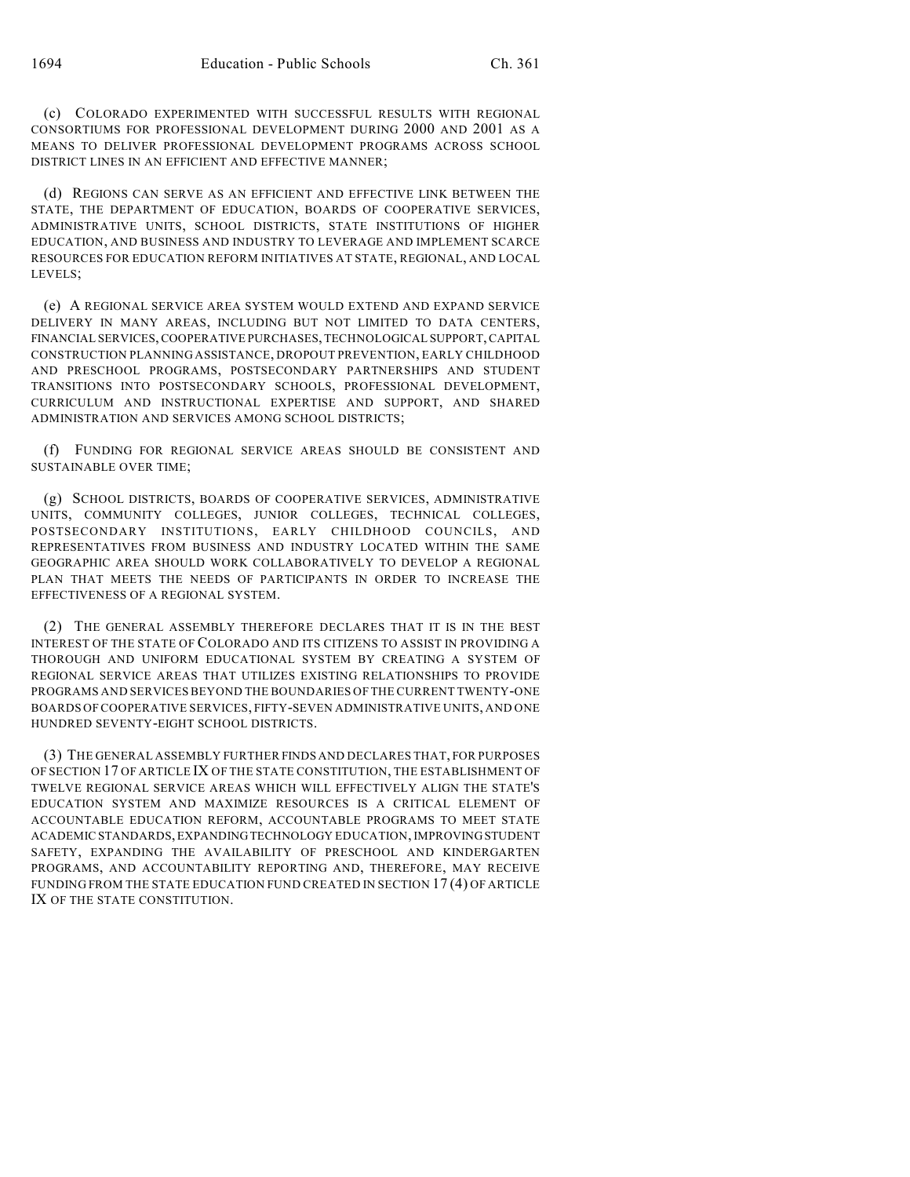(c) COLORADO EXPERIMENTED WITH SUCCESSFUL RESULTS WITH REGIONAL CONSORTIUMS FOR PROFESSIONAL DEVELOPMENT DURING 2000 AND 2001 AS A MEANS TO DELIVER PROFESSIONAL DEVELOPMENT PROGRAMS ACROSS SCHOOL DISTRICT LINES IN AN EFFICIENT AND EFFECTIVE MANNER;

(d) REGIONS CAN SERVE AS AN EFFICIENT AND EFFECTIVE LINK BETWEEN THE STATE, THE DEPARTMENT OF EDUCATION, BOARDS OF COOPERATIVE SERVICES, ADMINISTRATIVE UNITS, SCHOOL DISTRICTS, STATE INSTITUTIONS OF HIGHER EDUCATION, AND BUSINESS AND INDUSTRY TO LEVERAGE AND IMPLEMENT SCARCE RESOURCES FOR EDUCATION REFORM INITIATIVES AT STATE, REGIONAL, AND LOCAL LEVELS;

(e) A REGIONAL SERVICE AREA SYSTEM WOULD EXTEND AND EXPAND SERVICE DELIVERY IN MANY AREAS, INCLUDING BUT NOT LIMITED TO DATA CENTERS, FINANCIAL SERVICES, COOPERATIVE PURCHASES, TECHNOLOGICAL SUPPORT, CAPITAL CONSTRUCTION PLANNING ASSISTANCE, DROPOUT PREVENTION, EARLY CHILDHOOD AND PRESCHOOL PROGRAMS, POSTSECONDARY PARTNERSHIPS AND STUDENT TRANSITIONS INTO POSTSECONDARY SCHOOLS, PROFESSIONAL DEVELOPMENT, CURRICULUM AND INSTRUCTIONAL EXPERTISE AND SUPPORT, AND SHARED ADMINISTRATION AND SERVICES AMONG SCHOOL DISTRICTS;

(f) FUNDING FOR REGIONAL SERVICE AREAS SHOULD BE CONSISTENT AND SUSTAINABLE OVER TIME;

(g) SCHOOL DISTRICTS, BOARDS OF COOPERATIVE SERVICES, ADMINISTRATIVE UNITS, COMMUNITY COLLEGES, JUNIOR COLLEGES, TECHNICAL COLLEGES, POSTSECONDARY INSTITUTIONS, EARLY CHILDHOOD COUNCILS, AND REPRESENTATIVES FROM BUSINESS AND INDUSTRY LOCATED WITHIN THE SAME GEOGRAPHIC AREA SHOULD WORK COLLABORATIVELY TO DEVELOP A REGIONAL PLAN THAT MEETS THE NEEDS OF PARTICIPANTS IN ORDER TO INCREASE THE EFFECTIVENESS OF A REGIONAL SYSTEM.

(2) THE GENERAL ASSEMBLY THEREFORE DECLARES THAT IT IS IN THE BEST INTEREST OF THE STATE OF COLORADO AND ITS CITIZENS TO ASSIST IN PROVIDING A THOROUGH AND UNIFORM EDUCATIONAL SYSTEM BY CREATING A SYSTEM OF REGIONAL SERVICE AREAS THAT UTILIZES EXISTING RELATIONSHIPS TO PROVIDE PROGRAMS AND SERVICES BEYOND THE BOUNDARIES OF THE CURRENT TWENTY-ONE BOARDS OF COOPERATIVE SERVICES, FIFTY-SEVEN ADMINISTRATIVE UNITS, AND ONE HUNDRED SEVENTY-EIGHT SCHOOL DISTRICTS.

(3) THE GENERAL ASSEMBLY FURTHER FINDS AND DECLARES THAT, FOR PURPOSES OF SECTION 17 OF ARTICLE IX OF THE STATE CONSTITUTION, THE ESTABLISHMENT OF TWELVE REGIONAL SERVICE AREAS WHICH WILL EFFECTIVELY ALIGN THE STATE'S EDUCATION SYSTEM AND MAXIMIZE RESOURCES IS A CRITICAL ELEMENT OF ACCOUNTABLE EDUCATION REFORM, ACCOUNTABLE PROGRAMS TO MEET STATE ACADEMIC STANDARDS, EXPANDING TECHNOLOGY EDUCATION, IMPROVING STUDENT SAFETY, EXPANDING THE AVAILABILITY OF PRESCHOOL AND KINDERGARTEN PROGRAMS, AND ACCOUNTABILITY REPORTING AND, THEREFORE, MAY RECEIVE FUNDING FROM THE STATE EDUCATION FUND CREATED IN SECTION 17 (4) OF ARTICLE IX OF THE STATE CONSTITUTION.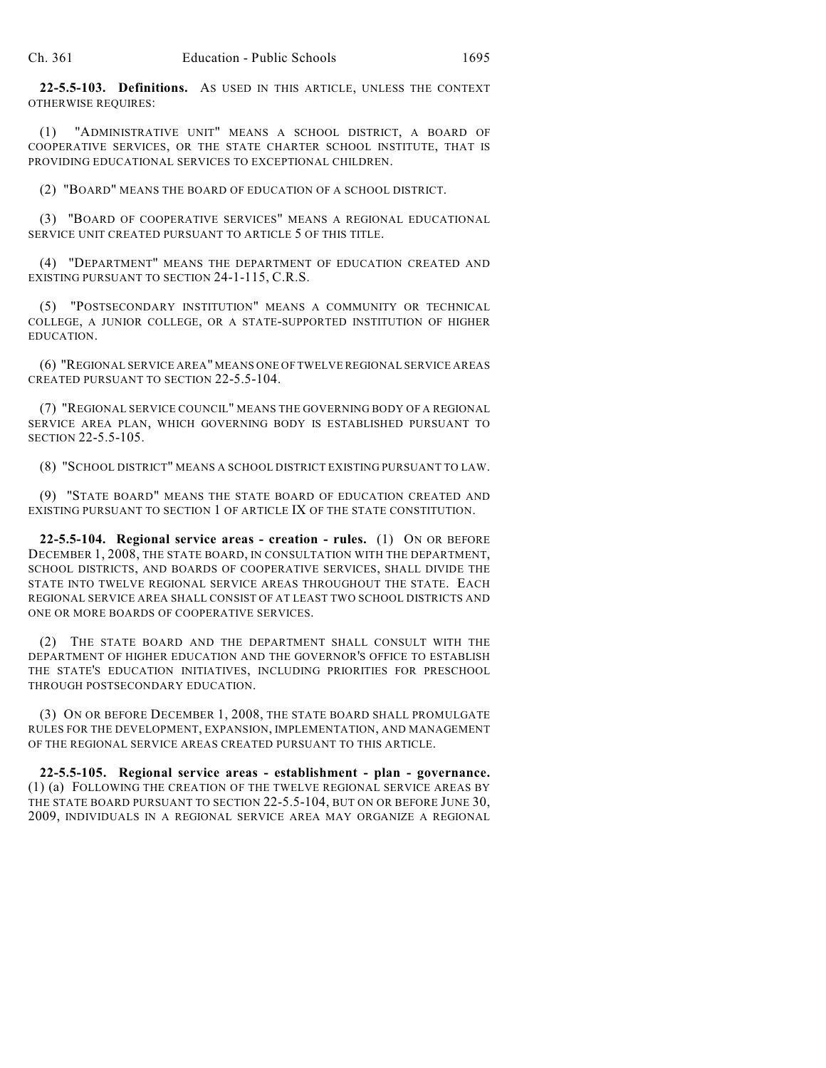**22-5.5-103. Definitions.** AS USED IN THIS ARTICLE, UNLESS THE CONTEXT OTHERWISE REQUIRES:

(1) "ADMINISTRATIVE UNIT" MEANS A SCHOOL DISTRICT, A BOARD OF COOPERATIVE SERVICES, OR THE STATE CHARTER SCHOOL INSTITUTE, THAT IS PROVIDING EDUCATIONAL SERVICES TO EXCEPTIONAL CHILDREN.

(2) "BOARD" MEANS THE BOARD OF EDUCATION OF A SCHOOL DISTRICT.

(3) "BOARD OF COOPERATIVE SERVICES" MEANS A REGIONAL EDUCATIONAL SERVICE UNIT CREATED PURSUANT TO ARTICLE 5 OF THIS TITLE.

(4) "DEPARTMENT" MEANS THE DEPARTMENT OF EDUCATION CREATED AND EXISTING PURSUANT TO SECTION 24-1-115, C.R.S.

(5) "POSTSECONDARY INSTITUTION" MEANS A COMMUNITY OR TECHNICAL COLLEGE, A JUNIOR COLLEGE, OR A STATE-SUPPORTED INSTITUTION OF HIGHER EDUCATION.

(6) "REGIONAL SERVICE AREA" MEANS ONE OF TWELVE REGIONAL SERVICE AREAS CREATED PURSUANT TO SECTION 22-5.5-104.

(7) "REGIONAL SERVICE COUNCIL" MEANS THE GOVERNING BODY OF A REGIONAL SERVICE AREA PLAN, WHICH GOVERNING BODY IS ESTABLISHED PURSUANT TO SECTION 22-5.5-105.

(8) "SCHOOL DISTRICT" MEANS A SCHOOL DISTRICT EXISTING PURSUANT TO LAW.

(9) "STATE BOARD" MEANS THE STATE BOARD OF EDUCATION CREATED AND EXISTING PURSUANT TO SECTION 1 OF ARTICLE IX OF THE STATE CONSTITUTION.

**22-5.5-104. Regional service areas - creation - rules.** (1) ON OR BEFORE DECEMBER 1, 2008, THE STATE BOARD, IN CONSULTATION WITH THE DEPARTMENT, SCHOOL DISTRICTS, AND BOARDS OF COOPERATIVE SERVICES, SHALL DIVIDE THE STATE INTO TWELVE REGIONAL SERVICE AREAS THROUGHOUT THE STATE. EACH REGIONAL SERVICE AREA SHALL CONSIST OF AT LEAST TWO SCHOOL DISTRICTS AND ONE OR MORE BOARDS OF COOPERATIVE SERVICES.

(2) THE STATE BOARD AND THE DEPARTMENT SHALL CONSULT WITH THE DEPARTMENT OF HIGHER EDUCATION AND THE GOVERNOR'S OFFICE TO ESTABLISH THE STATE'S EDUCATION INITIATIVES, INCLUDING PRIORITIES FOR PRESCHOOL THROUGH POSTSECONDARY EDUCATION.

(3) ON OR BEFORE DECEMBER 1, 2008, THE STATE BOARD SHALL PROMULGATE RULES FOR THE DEVELOPMENT, EXPANSION, IMPLEMENTATION, AND MANAGEMENT OF THE REGIONAL SERVICE AREAS CREATED PURSUANT TO THIS ARTICLE.

**22-5.5-105. Regional service areas - establishment - plan - governance.** (1) (a) FOLLOWING THE CREATION OF THE TWELVE REGIONAL SERVICE AREAS BY THE STATE BOARD PURSUANT TO SECTION 22-5.5-104, BUT ON OR BEFORE JUNE 30, 2009, INDIVIDUALS IN A REGIONAL SERVICE AREA MAY ORGANIZE A REGIONAL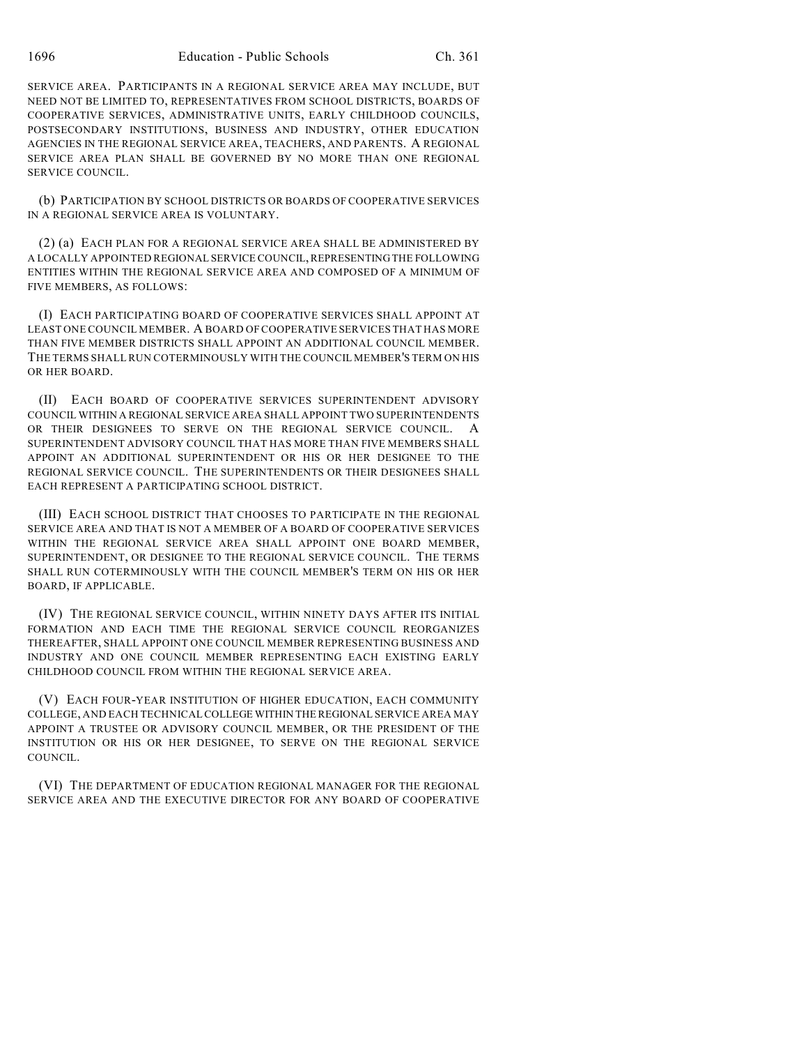SERVICE AREA. PARTICIPANTS IN A REGIONAL SERVICE AREA MAY INCLUDE, BUT NEED NOT BE LIMITED TO, REPRESENTATIVES FROM SCHOOL DISTRICTS, BOARDS OF COOPERATIVE SERVICES, ADMINISTRATIVE UNITS, EARLY CHILDHOOD COUNCILS, POSTSECONDARY INSTITUTIONS, BUSINESS AND INDUSTRY, OTHER EDUCATION AGENCIES IN THE REGIONAL SERVICE AREA, TEACHERS, AND PARENTS. A REGIONAL SERVICE AREA PLAN SHALL BE GOVERNED BY NO MORE THAN ONE REGIONAL SERVICE COUNCIL.

(b) PARTICIPATION BY SCHOOL DISTRICTS OR BOARDS OF COOPERATIVE SERVICES IN A REGIONAL SERVICE AREA IS VOLUNTARY.

(2) (a) EACH PLAN FOR A REGIONAL SERVICE AREA SHALL BE ADMINISTERED BY A LOCALLY APPOINTED REGIONAL SERVICE COUNCIL, REPRESENTING THE FOLLOWING ENTITIES WITHIN THE REGIONAL SERVICE AREA AND COMPOSED OF A MINIMUM OF FIVE MEMBERS, AS FOLLOWS:

(I) EACH PARTICIPATING BOARD OF COOPERATIVE SERVICES SHALL APPOINT AT LEAST ONE COUNCIL MEMBER. A BOARD OF COOPERATIVE SERVICES THAT HAS MORE THAN FIVE MEMBER DISTRICTS SHALL APPOINT AN ADDITIONAL COUNCIL MEMBER. THE TERMS SHALL RUN COTERMINOUSLY WITH THE COUNCIL MEMBER'S TERM ON HIS OR HER BOARD.

(II) EACH BOARD OF COOPERATIVE SERVICES SUPERINTENDENT ADVISORY COUNCIL WITHIN A REGIONAL SERVICE AREA SHALL APPOINT TWO SUPERINTENDENTS OR THEIR DESIGNEES TO SERVE ON THE REGIONAL SERVICE COUNCIL. A SUPERINTENDENT ADVISORY COUNCIL THAT HAS MORE THAN FIVE MEMBERS SHALL APPOINT AN ADDITIONAL SUPERINTENDENT OR HIS OR HER DESIGNEE TO THE REGIONAL SERVICE COUNCIL. THE SUPERINTENDENTS OR THEIR DESIGNEES SHALL EACH REPRESENT A PARTICIPATING SCHOOL DISTRICT.

(III) EACH SCHOOL DISTRICT THAT CHOOSES TO PARTICIPATE IN THE REGIONAL SERVICE AREA AND THAT IS NOT A MEMBER OF A BOARD OF COOPERATIVE SERVICES WITHIN THE REGIONAL SERVICE AREA SHALL APPOINT ONE BOARD MEMBER, SUPERINTENDENT, OR DESIGNEE TO THE REGIONAL SERVICE COUNCIL. THE TERMS SHALL RUN COTERMINOUSLY WITH THE COUNCIL MEMBER'S TERM ON HIS OR HER BOARD, IF APPLICABLE.

(IV) THE REGIONAL SERVICE COUNCIL, WITHIN NINETY DAYS AFTER ITS INITIAL FORMATION AND EACH TIME THE REGIONAL SERVICE COUNCIL REORGANIZES THEREAFTER, SHALL APPOINT ONE COUNCIL MEMBER REPRESENTING BUSINESS AND INDUSTRY AND ONE COUNCIL MEMBER REPRESENTING EACH EXISTING EARLY CHILDHOOD COUNCIL FROM WITHIN THE REGIONAL SERVICE AREA.

(V) EACH FOUR-YEAR INSTITUTION OF HIGHER EDUCATION, EACH COMMUNITY COLLEGE, AND EACH TECHNICAL COLLEGE WITHIN THE REGIONAL SERVICE AREA MAY APPOINT A TRUSTEE OR ADVISORY COUNCIL MEMBER, OR THE PRESIDENT OF THE INSTITUTION OR HIS OR HER DESIGNEE, TO SERVE ON THE REGIONAL SERVICE COUNCIL.

(VI) THE DEPARTMENT OF EDUCATION REGIONAL MANAGER FOR THE REGIONAL SERVICE AREA AND THE EXECUTIVE DIRECTOR FOR ANY BOARD OF COOPERATIVE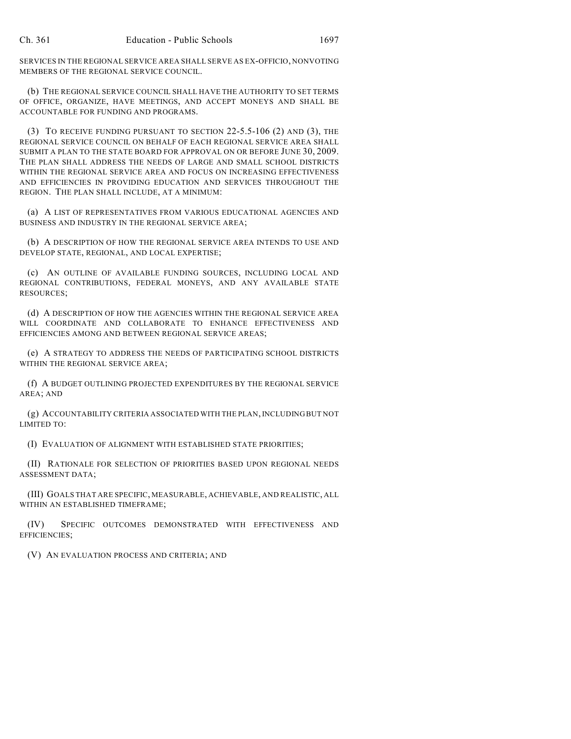SERVICES IN THE REGIONAL SERVICE AREA SHALL SERVE AS EX-OFFICIO, NONVOTING MEMBERS OF THE REGIONAL SERVICE COUNCIL.

(b) THE REGIONAL SERVICE COUNCIL SHALL HAVE THE AUTHORITY TO SET TERMS OF OFFICE, ORGANIZE, HAVE MEETINGS, AND ACCEPT MONEYS AND SHALL BE ACCOUNTABLE FOR FUNDING AND PROGRAMS.

(3) TO RECEIVE FUNDING PURSUANT TO SECTION 22-5.5-106 (2) AND (3), THE REGIONAL SERVICE COUNCIL ON BEHALF OF EACH REGIONAL SERVICE AREA SHALL SUBMIT A PLAN TO THE STATE BOARD FOR APPROVAL ON OR BEFORE JUNE 30, 2009. THE PLAN SHALL ADDRESS THE NEEDS OF LARGE AND SMALL SCHOOL DISTRICTS WITHIN THE REGIONAL SERVICE AREA AND FOCUS ON INCREASING EFFECTIVENESS AND EFFICIENCIES IN PROVIDING EDUCATION AND SERVICES THROUGHOUT THE REGION. THE PLAN SHALL INCLUDE, AT A MINIMUM:

(a) A LIST OF REPRESENTATIVES FROM VARIOUS EDUCATIONAL AGENCIES AND BUSINESS AND INDUSTRY IN THE REGIONAL SERVICE AREA;

(b) A DESCRIPTION OF HOW THE REGIONAL SERVICE AREA INTENDS TO USE AND DEVELOP STATE, REGIONAL, AND LOCAL EXPERTISE;

(c) AN OUTLINE OF AVAILABLE FUNDING SOURCES, INCLUDING LOCAL AND REGIONAL CONTRIBUTIONS, FEDERAL MONEYS, AND ANY AVAILABLE STATE RESOURCES;

(d) A DESCRIPTION OF HOW THE AGENCIES WITHIN THE REGIONAL SERVICE AREA WILL COORDINATE AND COLLABORATE TO ENHANCE EFFECTIVENESS AND EFFICIENCIES AMONG AND BETWEEN REGIONAL SERVICE AREAS;

(e) A STRATEGY TO ADDRESS THE NEEDS OF PARTICIPATING SCHOOL DISTRICTS WITHIN THE REGIONAL SERVICE AREA;

(f) A BUDGET OUTLINING PROJECTED EXPENDITURES BY THE REGIONAL SERVICE AREA; AND

(g) ACCOUNTABILITY CRITERIA ASSOCIATED WITH THE PLAN, INCLUDING BUT NOT LIMITED TO:

(I) EVALUATION OF ALIGNMENT WITH ESTABLISHED STATE PRIORITIES;

(II) RATIONALE FOR SELECTION OF PRIORITIES BASED UPON REGIONAL NEEDS ASSESSMENT DATA;

(III) GOALS THAT ARE SPECIFIC, MEASURABLE, ACHIEVABLE, AND REALISTIC, ALL WITHIN AN ESTABLISHED TIMEFRAME;

(IV) SPECIFIC OUTCOMES DEMONSTRATED WITH EFFECTIVENESS AND EFFICIENCIES;

(V) AN EVALUATION PROCESS AND CRITERIA; AND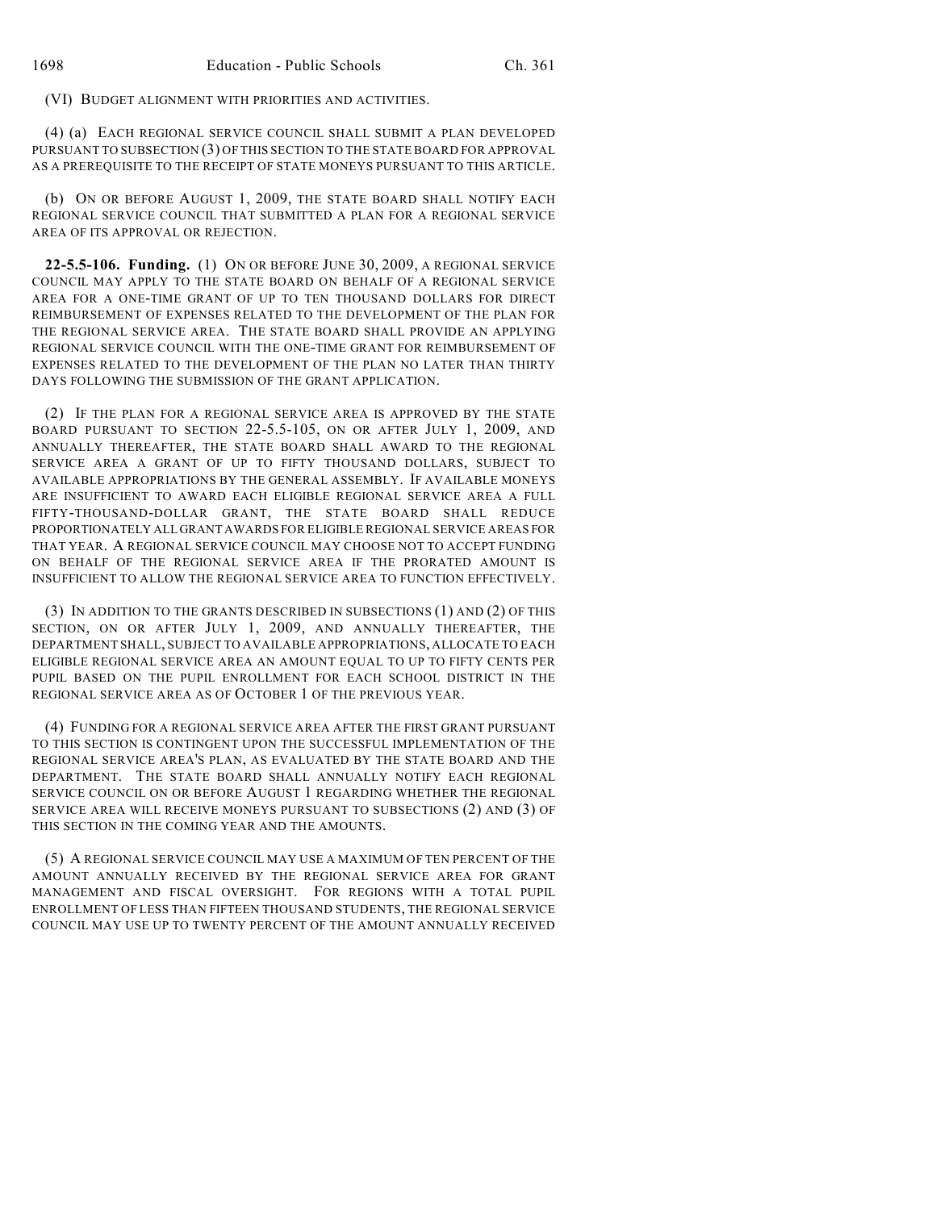(VI) BUDGET ALIGNMENT WITH PRIORITIES AND ACTIVITIES.

(4) (a) EACH REGIONAL SERVICE COUNCIL SHALL SUBMIT A PLAN DEVELOPED PURSUANT TO SUBSECTION (3) OF THIS SECTION TO THE STATE BOARD FOR APPROVAL AS A PREREQUISITE TO THE RECEIPT OF STATE MONEYS PURSUANT TO THIS ARTICLE.

(b) ON OR BEFORE AUGUST 1, 2009, THE STATE BOARD SHALL NOTIFY EACH REGIONAL SERVICE COUNCIL THAT SUBMITTED A PLAN FOR A REGIONAL SERVICE AREA OF ITS APPROVAL OR REJECTION.

**22-5.5-106. Funding.** (1) ON OR BEFORE JUNE 30, 2009, A REGIONAL SERVICE COUNCIL MAY APPLY TO THE STATE BOARD ON BEHALF OF A REGIONAL SERVICE AREA FOR A ONE-TIME GRANT OF UP TO TEN THOUSAND DOLLARS FOR DIRECT REIMBURSEMENT OF EXPENSES RELATED TO THE DEVELOPMENT OF THE PLAN FOR THE REGIONAL SERVICE AREA. THE STATE BOARD SHALL PROVIDE AN APPLYING REGIONAL SERVICE COUNCIL WITH THE ONE-TIME GRANT FOR REIMBURSEMENT OF EXPENSES RELATED TO THE DEVELOPMENT OF THE PLAN NO LATER THAN THIRTY DAYS FOLLOWING THE SUBMISSION OF THE GRANT APPLICATION.

(2) IF THE PLAN FOR A REGIONAL SERVICE AREA IS APPROVED BY THE STATE BOARD PURSUANT TO SECTION 22-5.5-105, ON OR AFTER JULY 1, 2009, AND ANNUALLY THEREAFTER, THE STATE BOARD SHALL AWARD TO THE REGIONAL SERVICE AREA A GRANT OF UP TO FIFTY THOUSAND DOLLARS, SUBJECT TO AVAILABLE APPROPRIATIONS BY THE GENERAL ASSEMBLY. IF AVAILABLE MONEYS ARE INSUFFICIENT TO AWARD EACH ELIGIBLE REGIONAL SERVICE AREA A FULL FIFTY-THOUSAND-DOLLAR GRANT, THE STATE BOARD SHALL REDUCE PROPORTIONATELY ALL GRANT AWARDS FOR ELIGIBLE REGIONAL SERVICE AREAS FOR THAT YEAR. A REGIONAL SERVICE COUNCIL MAY CHOOSE NOT TO ACCEPT FUNDING ON BEHALF OF THE REGIONAL SERVICE AREA IF THE PRORATED AMOUNT IS INSUFFICIENT TO ALLOW THE REGIONAL SERVICE AREA TO FUNCTION EFFECTIVELY.

(3) IN ADDITION TO THE GRANTS DESCRIBED IN SUBSECTIONS (1) AND (2) OF THIS SECTION, ON OR AFTER JULY 1, 2009, AND ANNUALLY THEREAFTER, THE DEPARTMENT SHALL, SUBJECT TO AVAILABLE APPROPRIATIONS, ALLOCATE TO EACH ELIGIBLE REGIONAL SERVICE AREA AN AMOUNT EQUAL TO UP TO FIFTY CENTS PER PUPIL BASED ON THE PUPIL ENROLLMENT FOR EACH SCHOOL DISTRICT IN THE REGIONAL SERVICE AREA AS OF OCTOBER 1 OF THE PREVIOUS YEAR.

(4) FUNDING FOR A REGIONAL SERVICE AREA AFTER THE FIRST GRANT PURSUANT TO THIS SECTION IS CONTINGENT UPON THE SUCCESSFUL IMPLEMENTATION OF THE REGIONAL SERVICE AREA'S PLAN, AS EVALUATED BY THE STATE BOARD AND THE DEPARTMENT. THE STATE BOARD SHALL ANNUALLY NOTIFY EACH REGIONAL SERVICE COUNCIL ON OR BEFORE AUGUST 1 REGARDING WHETHER THE REGIONAL SERVICE AREA WILL RECEIVE MONEYS PURSUANT TO SUBSECTIONS (2) AND (3) OF THIS SECTION IN THE COMING YEAR AND THE AMOUNTS.

(5) A REGIONAL SERVICE COUNCIL MAY USE A MAXIMUM OF TEN PERCENT OF THE AMOUNT ANNUALLY RECEIVED BY THE REGIONAL SERVICE AREA FOR GRANT MANAGEMENT AND FISCAL OVERSIGHT. FOR REGIONS WITH A TOTAL PUPIL ENROLLMENT OF LESS THAN FIFTEEN THOUSAND STUDENTS, THE REGIONAL SERVICE COUNCIL MAY USE UP TO TWENTY PERCENT OF THE AMOUNT ANNUALLY RECEIVED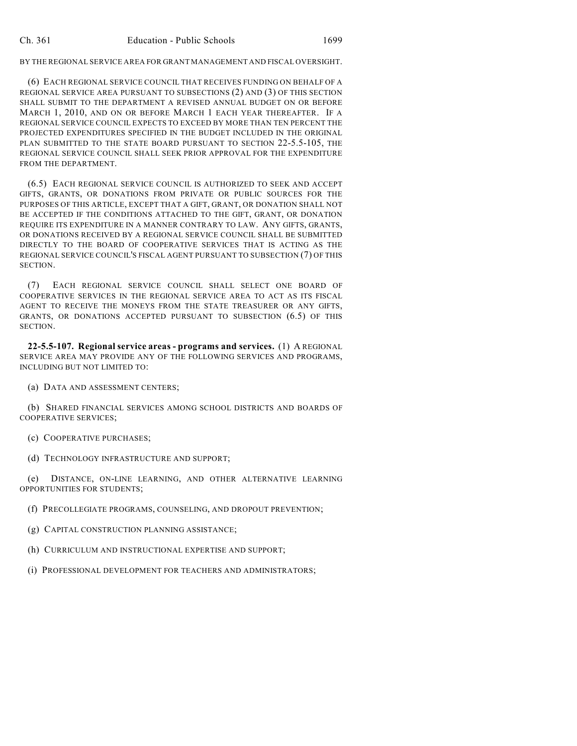BY THE REGIONAL SERVICE AREA FOR GRANT MANAGEMENT AND FISCAL OVERSIGHT.

(6) EACH REGIONAL SERVICE COUNCIL THAT RECEIVES FUNDING ON BEHALF OF A REGIONAL SERVICE AREA PURSUANT TO SUBSECTIONS (2) AND (3) OF THIS SECTION SHALL SUBMIT TO THE DEPARTMENT A REVISED ANNUAL BUDGET ON OR BEFORE MARCH 1, 2010, AND ON OR BEFORE MARCH 1 EACH YEAR THEREAFTER. IF A REGIONAL SERVICE COUNCIL EXPECTS TO EXCEED BY MORE THAN TEN PERCENT THE PROJECTED EXPENDITURES SPECIFIED IN THE BUDGET INCLUDED IN THE ORIGINAL PLAN SUBMITTED TO THE STATE BOARD PURSUANT TO SECTION 22-5.5-105, THE REGIONAL SERVICE COUNCIL SHALL SEEK PRIOR APPROVAL FOR THE EXPENDITURE FROM THE DEPARTMENT.

(6.5) EACH REGIONAL SERVICE COUNCIL IS AUTHORIZED TO SEEK AND ACCEPT GIFTS, GRANTS, OR DONATIONS FROM PRIVATE OR PUBLIC SOURCES FOR THE PURPOSES OF THIS ARTICLE, EXCEPT THAT A GIFT, GRANT, OR DONATION SHALL NOT BE ACCEPTED IF THE CONDITIONS ATTACHED TO THE GIFT, GRANT, OR DONATION REQUIRE ITS EXPENDITURE IN A MANNER CONTRARY TO LAW. ANY GIFTS, GRANTS, OR DONATIONS RECEIVED BY A REGIONAL SERVICE COUNCIL SHALL BE SUBMITTED DIRECTLY TO THE BOARD OF COOPERATIVE SERVICES THAT IS ACTING AS THE REGIONAL SERVICE COUNCIL'S FISCAL AGENT PURSUANT TO SUBSECTION (7) OF THIS SECTION.

(7) EACH REGIONAL SERVICE COUNCIL SHALL SELECT ONE BOARD OF COOPERATIVE SERVICES IN THE REGIONAL SERVICE AREA TO ACT AS ITS FISCAL AGENT TO RECEIVE THE MONEYS FROM THE STATE TREASURER OR ANY GIFTS, GRANTS, OR DONATIONS ACCEPTED PURSUANT TO SUBSECTION (6.5) OF THIS SECTION.

**22-5.5-107. Regional service areas - programs and services.** (1) A REGIONAL SERVICE AREA MAY PROVIDE ANY OF THE FOLLOWING SERVICES AND PROGRAMS, INCLUDING BUT NOT LIMITED TO:

(a) DATA AND ASSESSMENT CENTERS;

(b) SHARED FINANCIAL SERVICES AMONG SCHOOL DISTRICTS AND BOARDS OF COOPERATIVE SERVICES;

(c) COOPERATIVE PURCHASES;

(d) TECHNOLOGY INFRASTRUCTURE AND SUPPORT;

(e) DISTANCE, ON-LINE LEARNING, AND OTHER ALTERNATIVE LEARNING OPPORTUNITIES FOR STUDENTS;

(f) PRECOLLEGIATE PROGRAMS, COUNSELING, AND DROPOUT PREVENTION;

(g) CAPITAL CONSTRUCTION PLANNING ASSISTANCE;

(h) CURRICULUM AND INSTRUCTIONAL EXPERTISE AND SUPPORT;

(i) PROFESSIONAL DEVELOPMENT FOR TEACHERS AND ADMINISTRATORS;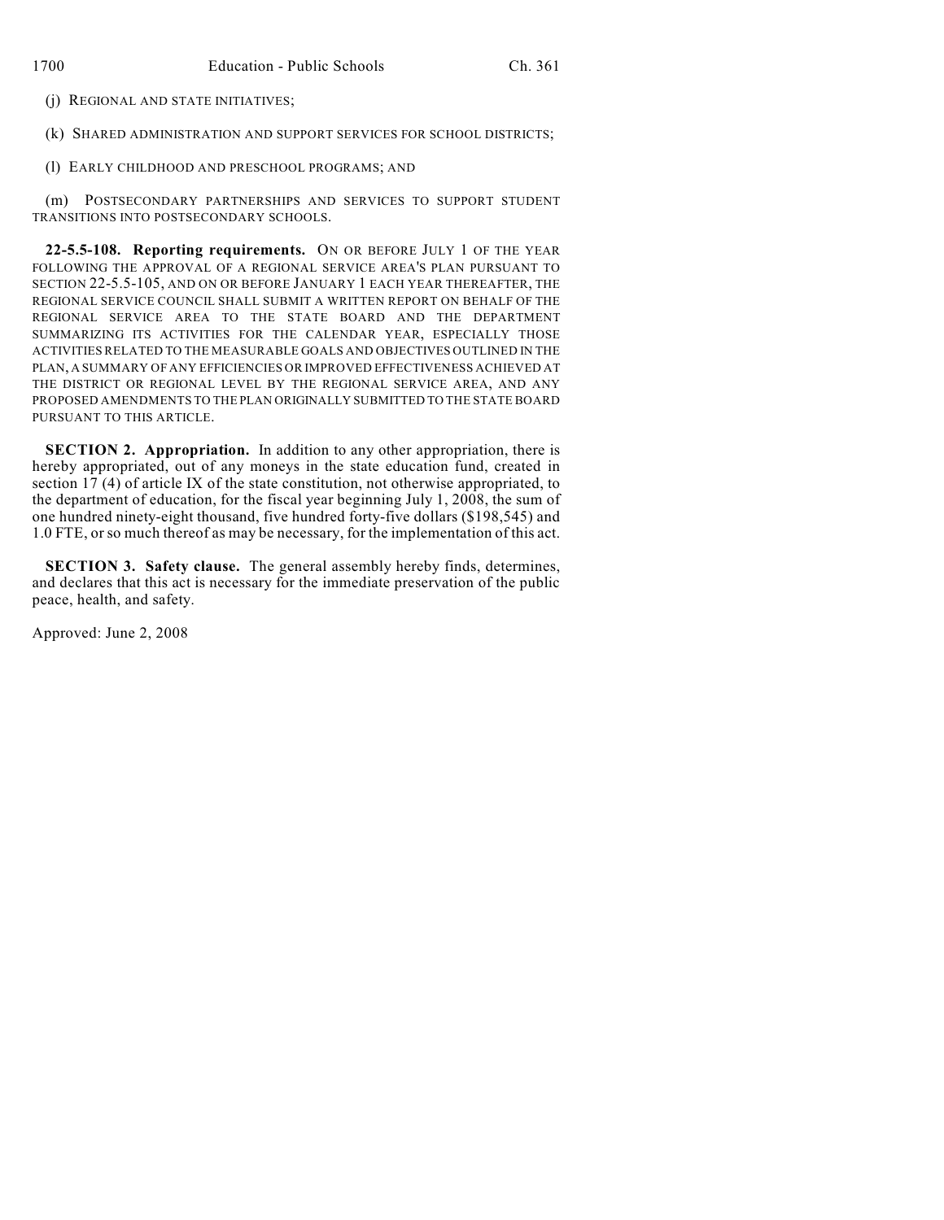(j) REGIONAL AND STATE INITIATIVES;

(k) SHARED ADMINISTRATION AND SUPPORT SERVICES FOR SCHOOL DISTRICTS;

(l) EARLY CHILDHOOD AND PRESCHOOL PROGRAMS; AND

(m) POSTSECONDARY PARTNERSHIPS AND SERVICES TO SUPPORT STUDENT TRANSITIONS INTO POSTSECONDARY SCHOOLS.

**22-5.5-108. Reporting requirements.** ON OR BEFORE JULY 1 OF THE YEAR FOLLOWING THE APPROVAL OF A REGIONAL SERVICE AREA'S PLAN PURSUANT TO SECTION 22-5.5-105, AND ON OR BEFORE JANUARY 1 EACH YEAR THEREAFTER, THE REGIONAL SERVICE COUNCIL SHALL SUBMIT A WRITTEN REPORT ON BEHALF OF THE REGIONAL SERVICE AREA TO THE STATE BOARD AND THE DEPARTMENT SUMMARIZING ITS ACTIVITIES FOR THE CALENDAR YEAR, ESPECIALLY THOSE ACTIVITIES RELATED TO THE MEASURABLE GOALS AND OBJECTIVES OUTLINED IN THE PLAN, A SUMMARY OF ANY EFFICIENCIES OR IMPROVED EFFECTIVENESS ACHIEVED AT THE DISTRICT OR REGIONAL LEVEL BY THE REGIONAL SERVICE AREA, AND ANY PROPOSED AMENDMENTS TO THE PLAN ORIGINALLY SUBMITTED TO THE STATE BOARD PURSUANT TO THIS ARTICLE.

**SECTION 2. Appropriation.** In addition to any other appropriation, there is hereby appropriated, out of any moneys in the state education fund, created in section 17 (4) of article IX of the state constitution, not otherwise appropriated, to the department of education, for the fiscal year beginning July 1, 2008, the sum of one hundred ninety-eight thousand, five hundred forty-five dollars ($198,545) and 1.0 FTE, or so much thereof as may be necessary, for the implementation of this act.

**SECTION 3. Safety clause.** The general assembly hereby finds, determines, and declares that this act is necessary for the immediate preservation of the public peace, health, and safety.

Approved: June 2, 2008